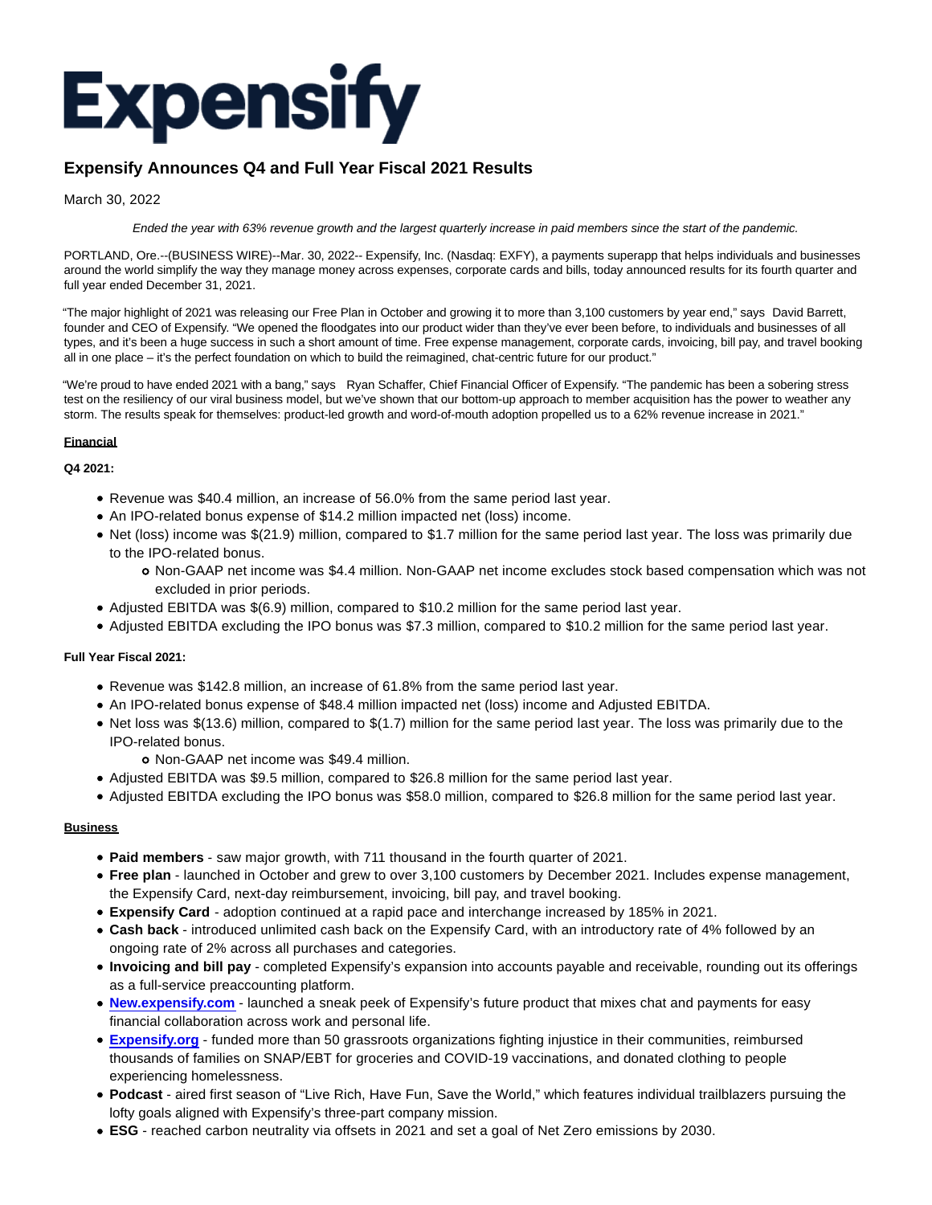# Expensify

## Expensify Announces Q4 and Full Year Fiscal 2021 Results

March 30, 2022

*Ended the year with 63% revenue growth and the largest quarterly increase in paid members since the start of the pandemic.*

PORTLAND, Ore.--(BUSINESS WIRE)--Mar. 30, 2022-- Expensify, Inc. (Nasdaq: EXFY), a payments superapp that helps individuals and businesses around the world simplify the way they manage money across expenses, corporate cards and bills, today announced results for its fourth quarter and full year ended December 31, 2021.

"The major highlight of 2021 was releasing our Free Plan in October and growing it to more than 3,100 customers by year end," says David Barrett, founder and CEO of Expensify. "We opened the floodgates into our product wider than they've ever been before, to individuals and businesses of all types, and it's been a huge success in such a short amount of time. Free expense management, corporate cards, invoicing, bill pay, and travel booking all in one place – it's the perfect foundation on which to build the reimagined, chat-centric future for our product."

"We're proud to have ended 2021 with a bang," says Ryan Schaffer, Chief Financial Officer of Expensify. "The pandemic has been a sobering stress test on the resiliency of our viral business model, but we've shown that our bottom-up approach to member acquisition has the power to weather any storm. The results speak for themselves: product-led growth and word-of-mouth adoption propelled us to a 62% revenue increase in 2021."

**Financial**

**Q4 2021:**

- Revenue was $40.4 million, an increase of 56.0% from the same period last year.
- An IPO-related bonus expense of $14.2 million impacted net (loss) income.
- Net (loss) income was $(21.9) million, compared to $1.7 million for the same period last year. The loss was primarily due to the IPO-related bonus.
  - Non-GAAP net income was $4.4 million. Non-GAAP net income excludes stock based compensation which was not excluded in prior periods.
- Adjusted EBITDA was $(6.9) million, compared to $10.2 million for the same period last year.
- Adjusted EBITDA excluding the IPO bonus was $7.3 million, compared to $10.2 million for the same period last year.

**Full Year Fiscal 2021:**

- Revenue was $142.8 million, an increase of 61.8% from the same period last year.
- An IPO-related bonus expense of $48.4 million impacted net (loss) income and Adjusted EBITDA.
- Net loss was $(13.6) million, compared to $(1.7) million for the same period last year. The loss was primarily due to the IPO-related bonus.
  - Non-GAAP net income was $49.4 million.
- Adjusted EBITDA was $9.5 million, compared to $26.8 million for the same period last year.
- Adjusted EBITDA excluding the IPO bonus was $58.0 million, compared to $26.8 million for the same period last year.

**Business**

- **Paid members** - saw major growth, with 711 thousand in the fourth quarter of 2021.
- **Free plan** - launched in October and grew to over 3,100 customers by December 2021. Includes expense management, the Expensify Card, next-day reimbursement, invoicing, bill pay, and travel booking.
- **Expensify Card** - adoption continued at a rapid pace and interchange increased by 185% in 2021.
- **Cash back** - introduced unlimited cash back on the Expensify Card, with an introductory rate of 4% followed by an ongoing rate of 2% across all purchases and categories.
- **Invoicing and bill pay** - completed Expensify's expansion into accounts payable and receivable, rounding out its offerings as a full-service preaccounting platform.
- **New.expensify.com** - launched a sneak peek of Expensify's future product that mixes chat and payments for easy financial collaboration across work and personal life.
- **Expensify.org** - funded more than 50 grassroots organizations fighting injustice in their communities, reimbursed thousands of families on SNAP/EBT for groceries and COVID-19 vaccinations, and donated clothing to people experiencing homelessness.
- **Podcast** - aired first season of "Live Rich, Have Fun, Save the World," which features individual trailblazers pursuing the lofty goals aligned with Expensify's three-part company mission.
- **ESG** - reached carbon neutrality via offsets in 2021 and set a goal of Net Zero emissions by 2030.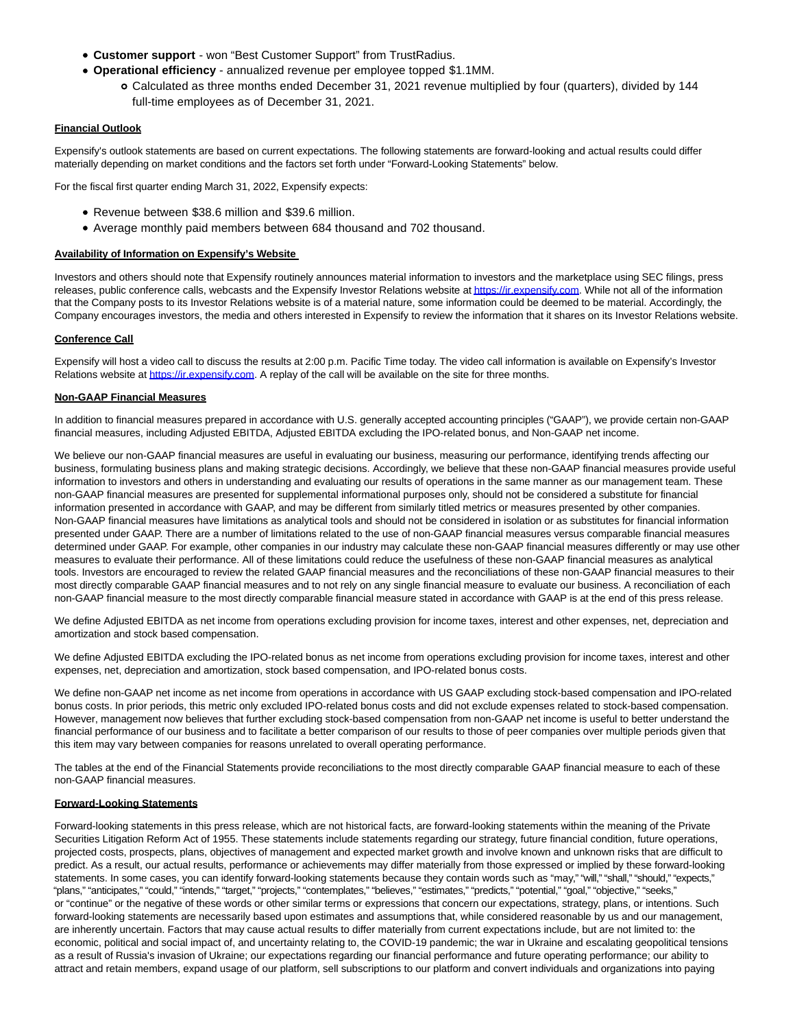- **Customer support** - won "Best Customer Support" from TrustRadius.
- **Operational efficiency** - annualized revenue per employee topped $1.1MM.
    - Calculated as three months ended December 31, 2021 revenue multiplied by four (quarters), divided by 144 full-time employees as of December 31, 2021.

**Financial Outlook**

Expensify's outlook statements are based on current expectations. The following statements are forward-looking and actual results could differ materially depending on market conditions and the factors set forth under "Forward-Looking Statements" below.

For the fiscal first quarter ending March 31, 2022, Expensify expects:

- Revenue between $38.6 million and $39.6 million.
- Average monthly paid members between 684 thousand and 702 thousand.

**Availability of Information on Expensify's Website**

Investors and others should note that Expensify routinely announces material information to investors and the marketplace using SEC filings, press releases, public conference calls, webcasts and the Expensify Investor Relations website at https://ir.expensify.com. While not all of the information that the Company posts to its Investor Relations website is of a material nature, some information could be deemed to be material. Accordingly, the Company encourages investors, the media and others interested in Expensify to review the information that it shares on its Investor Relations website.

**Conference Call**

Expensify will host a video call to discuss the results at 2:00 p.m. Pacific Time today. The video call information is available on Expensify's Investor Relations website at https://ir.expensify.com. A replay of the call will be available on the site for three months.

**Non-GAAP Financial Measures**

In addition to financial measures prepared in accordance with U.S. generally accepted accounting principles ("GAAP"), we provide certain non-GAAP financial measures, including Adjusted EBITDA, Adjusted EBITDA excluding the IPO-related bonus, and Non-GAAP net income.

We believe our non-GAAP financial measures are useful in evaluating our business, measuring our performance, identifying trends affecting our business, formulating business plans and making strategic decisions. Accordingly, we believe that these non-GAAP financial measures provide useful information to investors and others in understanding and evaluating our results of operations in the same manner as our management team. These non-GAAP financial measures are presented for supplemental informational purposes only, should not be considered a substitute for financial information presented in accordance with GAAP, and may be different from similarly titled metrics or measures presented by other companies. Non-GAAP financial measures have limitations as analytical tools and should not be considered in isolation or as substitutes for financial information presented under GAAP. There are a number of limitations related to the use of non-GAAP financial measures versus comparable financial measures determined under GAAP. For example, other companies in our industry may calculate these non-GAAP financial measures differently or may use other measures to evaluate their performance. All of these limitations could reduce the usefulness of these non-GAAP financial measures as analytical tools. Investors are encouraged to review the related GAAP financial measures and the reconciliations of these non-GAAP financial measures to their most directly comparable GAAP financial measures and to not rely on any single financial measure to evaluate our business. A reconciliation of each non-GAAP financial measure to the most directly comparable financial measure stated in accordance with GAAP is at the end of this press release.

We define Adjusted EBITDA as net income from operations excluding provision for income taxes, interest and other expenses, net, depreciation and amortization and stock based compensation.

We define Adjusted EBITDA excluding the IPO-related bonus as net income from operations excluding provision for income taxes, interest and other expenses, net, depreciation and amortization, stock based compensation, and IPO-related bonus costs.

We define non-GAAP net income as net income from operations in accordance with US GAAP excluding stock-based compensation and IPO-related bonus costs. In prior periods, this metric only excluded IPO-related bonus costs and did not exclude expenses related to stock-based compensation. However, management now believes that further excluding stock-based compensation from non-GAAP net income is useful to better understand the financial performance of our business and to facilitate a better comparison of our results to those of peer companies over multiple periods given that this item may vary between companies for reasons unrelated to overall operating performance.

The tables at the end of the Financial Statements provide reconciliations to the most directly comparable GAAP financial measure to each of these non-GAAP financial measures.

**Forward-Looking Statements**

Forward-looking statements in this press release, which are not historical facts, are forward-looking statements within the meaning of the Private Securities Litigation Reform Act of 1955. These statements include statements regarding our strategy, future financial condition, future operations, projected costs, prospects, plans, objectives of management and expected market growth and involve known and unknown risks that are difficult to predict. As a result, our actual results, performance or achievements may differ materially from those expressed or implied by these forward-looking statements. In some cases, you can identify forward-looking statements because they contain words such as "may," "will," "shall," "should," "expects," "plans," "anticipates," "could," "intends," "target," "projects," "contemplates," "believes," "estimates," "predicts," "potential," "goal," "objective," "seeks," or "continue" or the negative of these words or other similar terms or expressions that concern our expectations, strategy, plans, or intentions. Such forward-looking statements are necessarily based upon estimates and assumptions that, while considered reasonable by us and our management, are inherently uncertain. Factors that may cause actual results to differ materially from current expectations include, but are not limited to: the economic, political and social impact of, and uncertainty relating to, the COVID-19 pandemic; the war in Ukraine and escalating geopolitical tensions as a result of Russia's invasion of Ukraine; our expectations regarding our financial performance and future operating performance; our ability to attract and retain members, expand usage of our platform, sell subscriptions to our platform and convert individuals and organizations into paying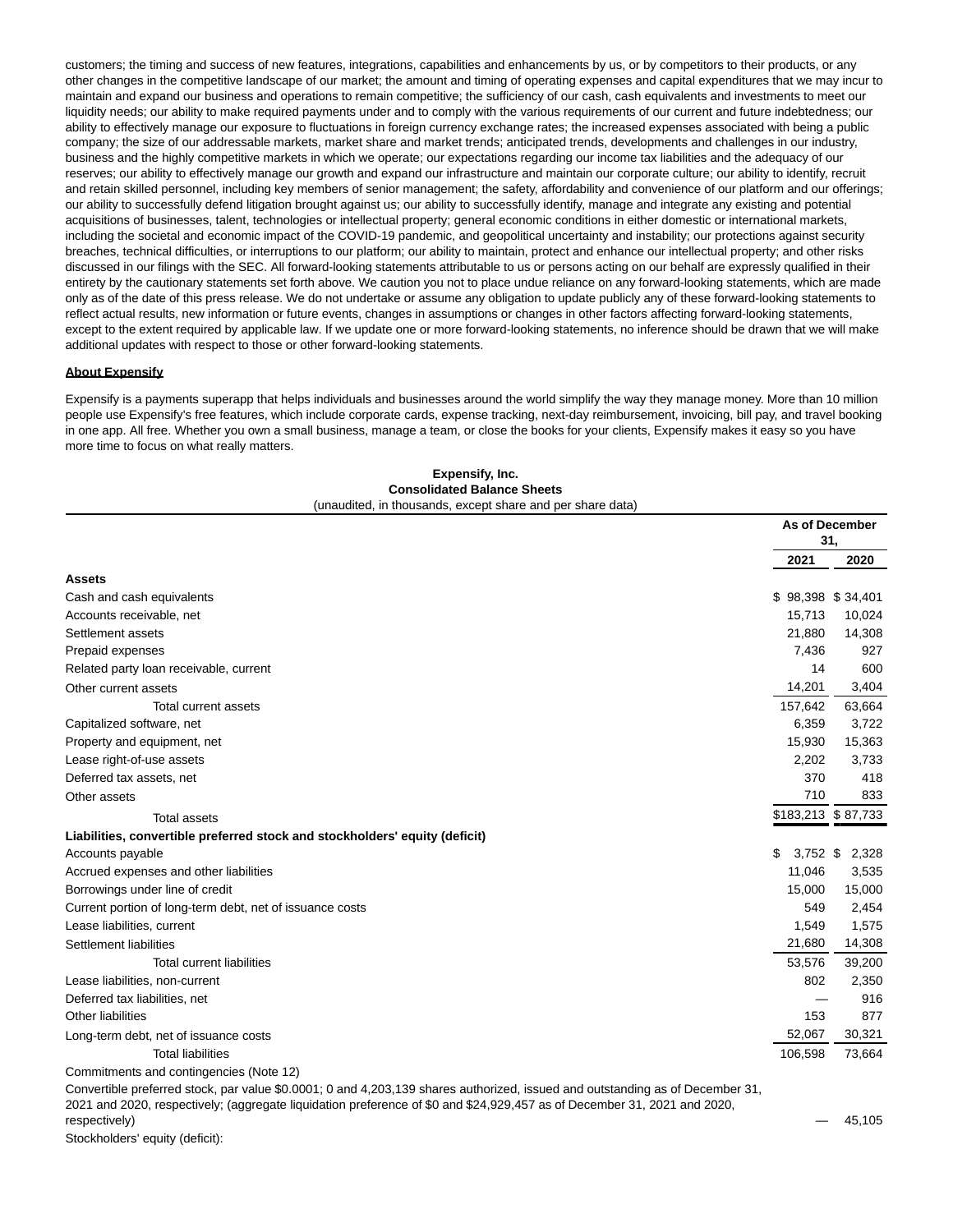customers; the timing and success of new features, integrations, capabilities and enhancements by us, or by competitors to their products, or any other changes in the competitive landscape of our market; the amount and timing of operating expenses and capital expenditures that we may incur to maintain and expand our business and operations to remain competitive; the sufficiency of our cash, cash equivalents and investments to meet our liquidity needs; our ability to make required payments under and to comply with the various requirements of our current and future indebtedness; our ability to effectively manage our exposure to fluctuations in foreign currency exchange rates; the increased expenses associated with being a public company; the size of our addressable markets, market share and market trends; anticipated trends, developments and challenges in our industry, business and the highly competitive markets in which we operate; our expectations regarding our income tax liabilities and the adequacy of our reserves; our ability to effectively manage our growth and expand our infrastructure and maintain our corporate culture; our ability to identify, recruit and retain skilled personnel, including key members of senior management; the safety, affordability and convenience of our platform and our offerings; our ability to successfully defend litigation brought against us; our ability to successfully identify, manage and integrate any existing and potential acquisitions of businesses, talent, technologies or intellectual property; general economic conditions in either domestic or international markets, including the societal and economic impact of the COVID-19 pandemic, and geopolitical uncertainty and instability; our protections against security breaches, technical difficulties, or interruptions to our platform; our ability to maintain, protect and enhance our intellectual property; and other risks discussed in our filings with the SEC. All forward-looking statements attributable to us or persons acting on our behalf are expressly qualified in their entirety by the cautionary statements set forth above. We caution you not to place undue reliance on any forward-looking statements, which are made only as of the date of this press release. We do not undertake or assume any obligation to update publicly any of these forward-looking statements to reflect actual results, new information or future events, changes in assumptions or changes in other factors affecting forward-looking statements, except to the extent required by applicable law. If we update one or more forward-looking statements, no inference should be drawn that we will make additional updates with respect to those or other forward-looking statements.

**About Expensify**

Expensify is a payments superapp that helps individuals and businesses around the world simplify the way they manage money. More than 10 million people use Expensify's free features, which include corporate cards, expense tracking, next-day reimbursement, invoicing, bill pay, and travel booking in one app. All free. Whether you own a small business, manage a team, or close the books for your clients, Expensify makes it easy so you have more time to focus on what really matters.

**Expensify, Inc.**
**Consolidated Balance Sheets**
(unaudited, in thousands, except share and per share data)

| | As of December 31, | |
|---|---|---|
| | **2021** | **2020** |
| **Assets** | | |
| Cash and cash equivalents | $ 98,398 | $ 34,401 |
| Accounts receivable, net | 15,713 | 10,024 |
| Settlement assets | 21,880 | 14,308 |
| Prepaid expenses | 7,436 | 927 |
| Related party loan receivable, current | 14 | 600 |
| Other current assets | 14,201 | 3,404 |
| Total current assets | 157,642 | 63,664 |
| Capitalized software, net | 6,359 | 3,722 |
| Property and equipment, net | 15,930 | 15,363 |
| Lease right-of-use assets | 2,202 | 3,733 |
| Deferred tax assets, net | 370 | 418 |
| Other assets | 710 | 833 |
| Total assets | $183,213 | $ 87,733 |
| **Liabilities, convertible preferred stock and stockholders' equity (deficit)** | | |
| Accounts payable | $ 3,752 | $ 2,328 |
| Accrued expenses and other liabilities | 11,046 | 3,535 |
| Borrowings under line of credit | 15,000 | 15,000 |
| Current portion of long-term debt, net of issuance costs | 549 | 2,454 |
| Lease liabilities, current | 1,549 | 1,575 |
| Settlement liabilities | 21,680 | 14,308 |
| Total current liabilities | 53,576 | 39,200 |
| Lease liabilities, non-current | 802 | 2,350 |
| Deferred tax liabilities, net | — | 916 |
| Other liabilities | 153 | 877 |
| Long-term debt, net of issuance costs | 52,067 | 30,321 |
| Total liabilities | 106,598 | 73,664 |
| Commitments and contingencies (Note 12) | | |
| Convertible preferred stock, par value $0.0001; 0 and 4,203,139 shares authorized, issued and outstanding as of December 31, 2021 and 2020, respectively; (aggregate liquidation preference of $0 and $24,929,457 as of December 31, 2021 and 2020, respectively) | — | 45,105 |
| Stockholders' equity (deficit): | | |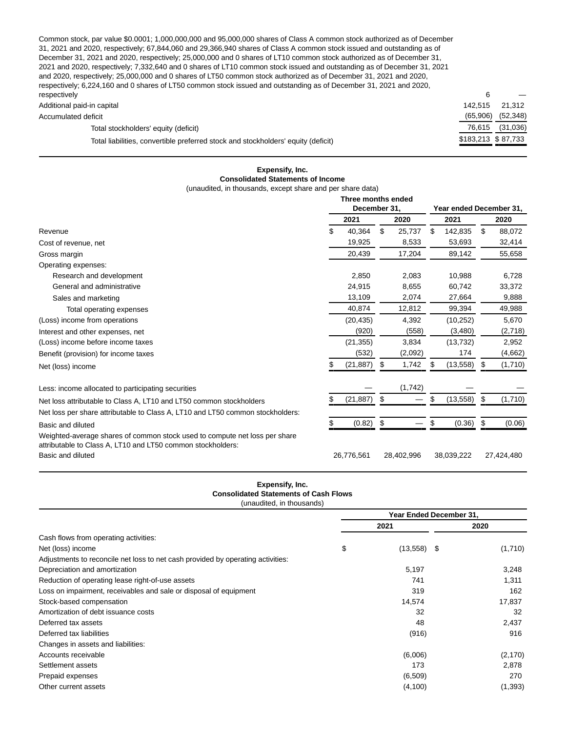| | | |
|---|---|---|
| Common stock, par value $0.0001; 1,000,000,000 and 95,000,000 shares of Class A common stock authorized as of December 31, 2021 and 2020, respectively; 67,844,060 and 29,366,940 shares of Class A common stock issued and outstanding as of December 31, 2021 and 2020, respectively; 25,000,000 and 0 shares of LT10 common stock authorized as of December 31, 2021 and 2020, respectively; 7,332,640 and 0 shares of LT10 common stock issued and outstanding as of December 31, 2021 and 2020, respectively; 25,000,000 and 0 shares of LT50 common stock authorized as of December 31, 2021 and 2020, respectively; 6,224,160 and 0 shares of LT50 common stock issued and outstanding as of December 31, 2021 and 2020, respectively | 6 | — |
| Additional paid-in capital | 142,515 | 21,312 |
| Accumulated deficit | (65,906) | (52,348) |
| Total stockholders' equity (deficit) | 76,615 | (31,036) |
| Total liabilities, convertible preferred stock and stockholders' equity (deficit) | $183,213 | $ 87,733 |

**Expensify, Inc.**
**Consolidated Statements of Income**
(unaudited, in thousands, except share and per share data)

| | Three months ended December 31, | | Year ended December 31, | |
|---|---|---|---|---|
| | 2021 | 2020 | 2021 | 2020 |
| Revenue | $ 40,364 | $ 25,737 | $ 142,835 | $ 88,072 |
| Cost of revenue, net | 19,925 | 8,533 | 53,693 | 32,414 |
| Gross margin | 20,439 | 17,204 | 89,142 | 55,658 |
| Operating expenses: | | | | |
| Research and development | 2,850 | 2,083 | 10,988 | 6,728 |
| General and administrative | 24,915 | 8,655 | 60,742 | 33,372 |
| Sales and marketing | 13,109 | 2,074 | 27,664 | 9,888 |
| Total operating expenses | 40,874 | 12,812 | 99,394 | 49,988 |
| (Loss) income from operations | (20,435) | 4,392 | (10,252) | 5,670 |
| Interest and other expenses, net | (920) | (558) | (3,480) | (2,718) |
| (Loss) income before income taxes | (21,355) | 3,834 | (13,732) | 2,952 |
| Benefit (provision) for income taxes | (532) | (2,092) | 174 | (4,662) |
| Net (loss) income | $ (21,887) | $ 1,742 | $ (13,558) | $ (1,710) |
| Less: income allocated to participating securities | — | (1,742) | — | — |
| Net loss attributable to Class A, LT10 and LT50 common stockholders | $ (21,887) | $ — | $ (13,558) | $ (1,710) |
| Net loss per share attributable to Class A, LT10 and LT50 common stockholders: | | | | |
| Basic and diluted | $ (0.82) | $ — | $ (0.36) | $ (0.06) |
| Weighted-average shares of common stock used to compute net loss per share attributable to Class A, LT10 and LT50 common stockholders: | | | | |
| Basic and diluted | 26,776,561 | 28,402,996 | 38,039,222 | 27,424,480 |

**Expensify, Inc.**
**Consolidated Statements of Cash Flows**
(unaudited, in thousands)

| | Year Ended December 31, | |
|---|---|---|
| | 2021 | 2020 |
| Cash flows from operating activities: | | |
| Net (loss) income | $ (13,558) | $ (1,710) |
| Adjustments to reconcile net loss to net cash provided by operating activities: | | |
| Depreciation and amortization | 5,197 | 3,248 |
| Reduction of operating lease right-of-use assets | 741 | 1,311 |
| Loss on impairment, receivables and sale or disposal of equipment | 319 | 162 |
| Stock-based compensation | 14,574 | 17,837 |
| Amortization of debt issuance costs | 32 | 32 |
| Deferred tax assets | 48 | 2,437 |
| Deferred tax liabilities | (916) | 916 |
| Changes in assets and liabilities: | | |
| Accounts receivable | (6,006) | (2,170) |
| Settlement assets | 173 | 2,878 |
| Prepaid expenses | (6,509) | 270 |
| Other current assets | (4,100) | (1,393) |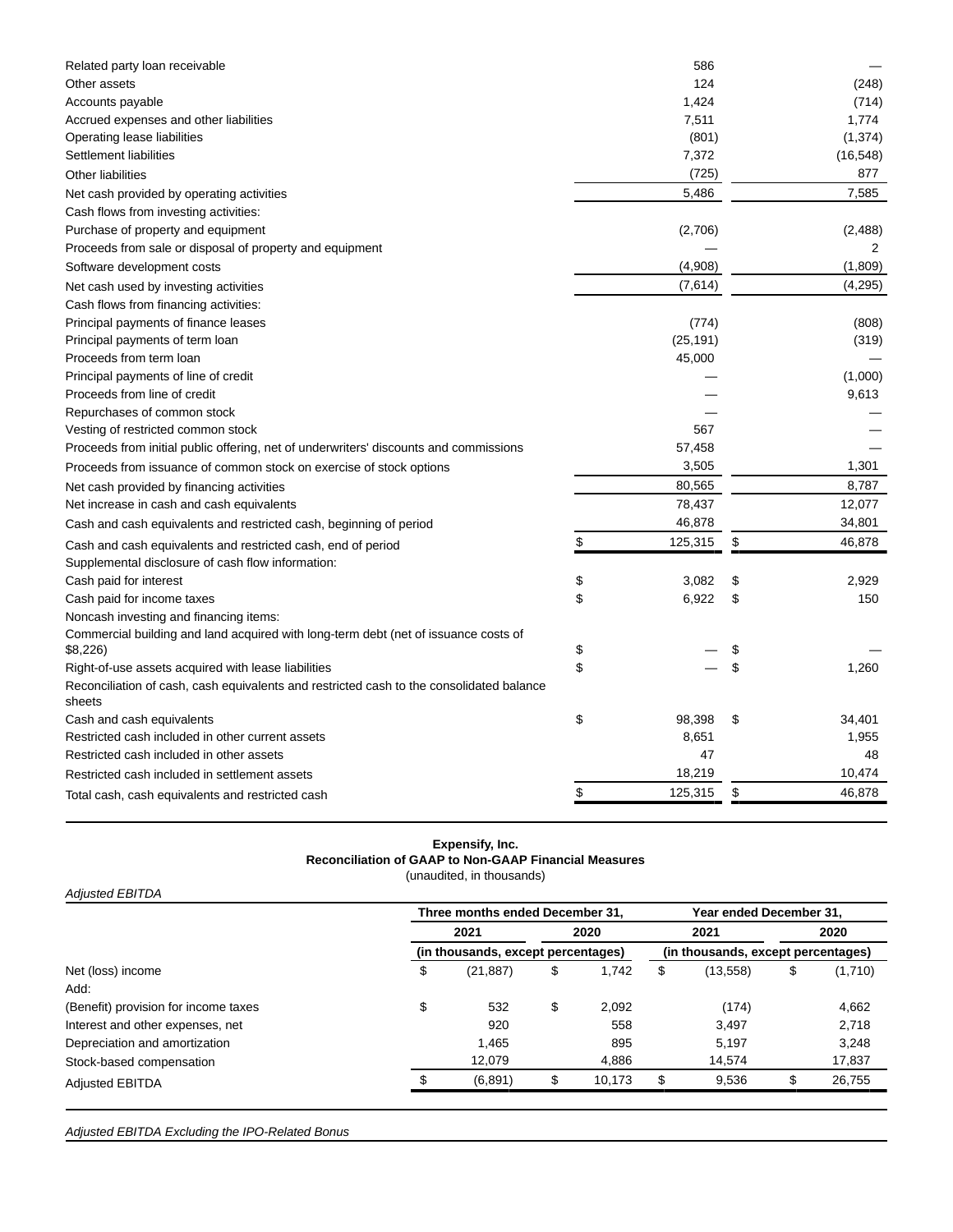| | | |
|---|---|---|
| Related party loan receivable | 586 | — |
| Other assets | 124 | (248) |
| Accounts payable | 1,424 | (714) |
| Accrued expenses and other liabilities | 7,511 | 1,774 |
| Operating lease liabilities | (801) | (1,374) |
| Settlement liabilities | 7,372 | (16,548) |
| Other liabilities | (725) | 877 |
| Net cash provided by operating activities | 5,486 | 7,585 |
| Cash flows from investing activities: | | |
| Purchase of property and equipment | (2,706) | (2,488) |
| Proceeds from sale or disposal of property and equipment | — | 2 |
| Software development costs | (4,908) | (1,809) |
| Net cash used by investing activities | (7,614) | (4,295) |
| Cash flows from financing activities: | | |
| Principal payments of finance leases | (774) | (808) |
| Principal payments of term loan | (25,191) | (319) |
| Proceeds from term loan | 45,000 | — |
| Principal payments of line of credit | — | (1,000) |
| Proceeds from line of credit | — | 9,613 |
| Repurchases of common stock | — | — |
| Vesting of restricted common stock | 567 | — |
| Proceeds from initial public offering, net of underwriters' discounts and commissions | 57,458 | — |
| Proceeds from issuance of common stock on exercise of stock options | 3,505 | 1,301 |
| Net cash provided by financing activities | 80,565 | 8,787 |
| Net increase in cash and cash equivalents | 78,437 | 12,077 |
| Cash and cash equivalents and restricted cash, beginning of period | 46,878 | 34,801 |
| Cash and cash equivalents and restricted cash, end of period | $ 125,315 | $ 46,878 |
| Supplemental disclosure of cash flow information: | | |
| Cash paid for interest | $ 3,082 | $ 2,929 |
| Cash paid for income taxes | $ 6,922 | $ 150 |
| Noncash investing and financing items: | | |
| Commercial building and land acquired with long-term debt (net of issuance costs of $8,226) | $ — | $ — |
| Right-of-use assets acquired with lease liabilities | $ — | $ 1,260 |
| Reconciliation of cash, cash equivalents and restricted cash to the consolidated balance sheets | | |
| Cash and cash equivalents | $ 98,398 | $ 34,401 |
| Restricted cash included in other current assets | 8,651 | 1,955 |
| Restricted cash included in other assets | 47 | 48 |
| Restricted cash included in settlement assets | 18,219 | 10,474 |
| Total cash, cash equivalents and restricted cash | $ 125,315 | $ 46,878 |

**Expensify, Inc.**
**Reconciliation of GAAP to Non-GAAP Financial Measures**
(unaudited, in thousands)

*Adjusted EBITDA*

| | Three months ended December 31, | | Year ended December 31, | |
|---|---|---|---|---|
| | 2021 | 2020 | 2021 | 2020 |
| | (in thousands, except percentages) | | (in thousands, except percentages) | |
| Net (loss) income | $ (21,887) | $ 1,742 | $ (13,558) | $ (1,710) |
| Add: | | | | |
| (Benefit) provision for income taxes | $ 532 | $ 2,092 | (174) | 4,662 |
| Interest and other expenses, net | 920 | 558 | 3,497 | 2,718 |
| Depreciation and amortization | 1,465 | 895 | 5,197 | 3,248 |
| Stock-based compensation | 12,079 | 4,886 | 14,574 | 17,837 |
| Adjusted EBITDA | $ (6,891) | $ 10,173 | $ 9,536 | $ 26,755 |

*Adjusted EBITDA Excluding the IPO-Related Bonus*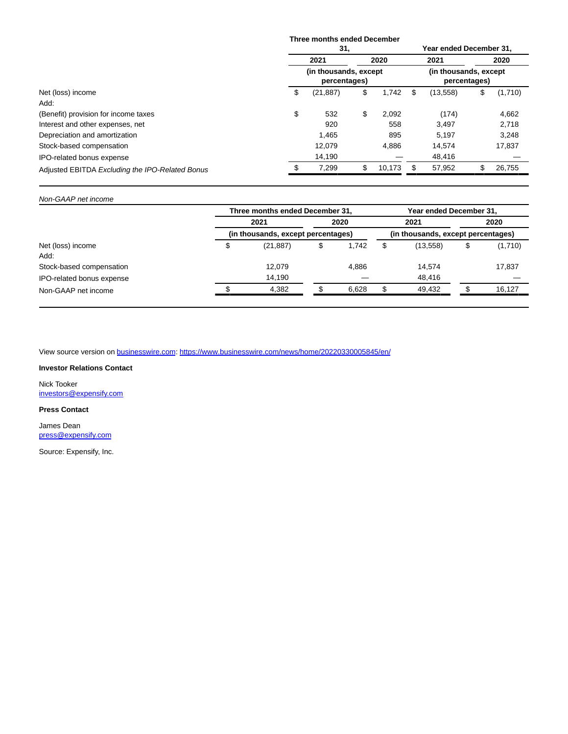| | Three months ended December 31, | | Year ended December 31, | |
|---|---|---|---|---|
| | 2021 | 2020 | 2021 | 2020 |
| | (in thousands, except percentages) | | (in thousands, except percentages) | |
| Net (loss) income | $ (21,887) | $ 1,742 | $ (13,558) | $ (1,710) |
| Add: | | | | |
| (Benefit) provision for income taxes | $ 532 | $ 2,092 | (174) | 4,662 |
| Interest and other expenses, net | 920 | 558 | 3,497 | 2,718 |
| Depreciation and amortization | 1,465 | 895 | 5,197 | 3,248 |
| Stock-based compensation | 12,079 | 4,886 | 14,574 | 17,837 |
| IPO-related bonus expense | 14,190 | — | 48,416 | — |
| Adjusted EBITDA *Excluding the IPO-Related Bonus* | $ 7,299 | $ 10,173 | $ 57,952 | $ 26,755 |

*Non-GAAP net income*

| | Three months ended December 31, | | Year ended December 31, | |
|---|---|---|---|---|
| | 2021 | 2020 | 2021 | 2020 |
| | (in thousands, except percentages) | | (in thousands, except percentages) | |
| Net (loss) income | $ (21,887) | $ 1,742 | $ (13,558) | $ (1,710) |
| Add: | | | | |
| Stock-based compensation | 12,079 | 4,886 | 14,574 | 17,837 |
| IPO-related bonus expense | 14,190 | — | 48,416 | — |
| Non-GAAP net income | $ 4,382 | $ 6,628 | $ 49,432 | $ 16,127 |

View source version on businesswire.com: https://www.businesswire.com/news/home/20220330005845/en/

**Investor Relations Contact**

Nick Tooker
investors@expensify.com

**Press Contact**

James Dean
press@expensify.com

Source: Expensify, Inc.